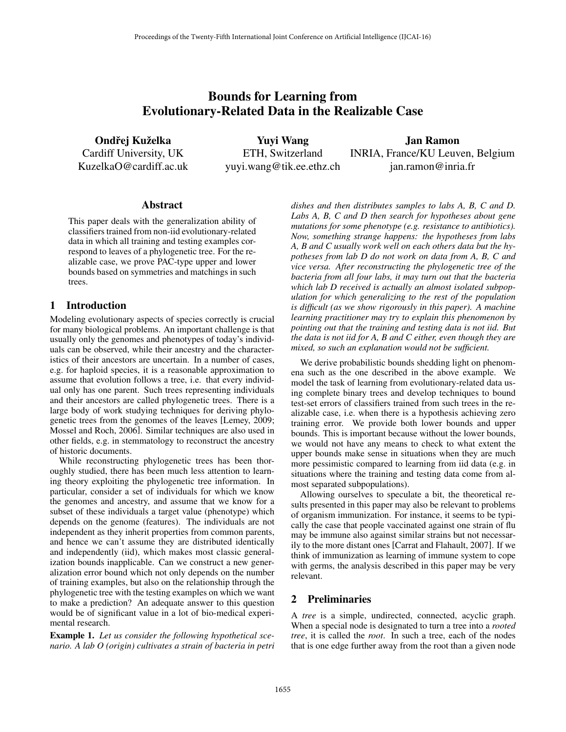# Bounds for Learning from Evolutionary-Related Data in the Realizable Case

**Ondřej Kuželka**
Cardiff University, UK
KuzelkaO@cardiff.ac.uk

**Yuyi Wang**
ETH, Switzerland
yuyi.wang@tik.ee.ethz.ch

**Jan Ramon**
INRIA, France/KU Leuven, Belgium
jan.ramon@inria.fr

## Abstract

This paper deals with the generalization ability of classifiers trained from non-iid evolutionary-related data in which all training and testing examples correspond to leaves of a phylogenetic tree. For the realizable case, we prove PAC-type upper and lower bounds based on symmetries and matchings in such trees.

## 1 Introduction

Modeling evolutionary aspects of species correctly is crucial for many biological problems. An important challenge is that usually only the genomes and phenotypes of today's individuals can be observed, while their ancestry and the characteristics of their ancestors are uncertain. In a number of cases, e.g. for haploid species, it is a reasonable approximation to assume that evolution follows a tree, i.e. that every individual only has one parent. Such trees representing individuals and their ancestors are called phylogenetic trees. There is a large body of work studying techniques for deriving phylogenetic trees from the genomes of the leaves [Lemey, 2009; Mossel and Roch, 2006]. Similar techniques are also used in other fields, e.g. in stemmatology to reconstruct the ancestry of historic documents.

While reconstructing phylogenetic trees has been thoroughly studied, there has been much less attention to learning theory exploiting the phylogenetic tree information. In particular, consider a set of individuals for which we know the genomes and ancestry, and assume that we know for a subset of these individuals a target value (phenotype) which depends on the genome (features). The individuals are not independent as they inherit properties from common parents, and hence we can't assume they are distributed identically and independently (iid), which makes most classic generalization bounds inapplicable. Can we construct a new generalization error bound which not only depends on the number of training examples, but also on the relationship through the phylogenetic tree with the testing examples on which we want to make a prediction? An adequate answer to this question would be of significant value in a lot of bio-medical experimental research.

**Example 1.** *Let us consider the following hypothetical scenario. A lab O (origin) cultivates a strain of bacteria in petri dishes and then distributes samples to labs A, B, C and D. Labs A, B, C and D then search for hypotheses about gene mutations for some phenotype (e.g. resistance to antibiotics). Now, something strange happens: the hypotheses from labs A, B and C usually work well on each others data but the hypotheses from lab D do not work on data from A, B, C and vice versa. After reconstructing the phylogenetic tree of the bacteria from all four labs, it may turn out that the bacteria which lab D received is actually an almost isolated subpopulation for which generalizing to the rest of the population is difficult (as we show rigorously in this paper). A machine learning practitioner may try to explain this phenomenon by pointing out that the training and testing data is not iid. But the data is not iid for A, B and C either, even though they are mixed, so such an explanation would not be sufficient.*

We derive probabilistic bounds shedding light on phenomena such as the one described in the above example. We model the task of learning from evolutionary-related data using complete binary trees and develop techniques to bound test-set errors of classifiers trained from such trees in the realizable case, i.e. when there is a hypothesis achieving zero training error. We provide both lower bounds and upper bounds. This is important because without the lower bounds, we would not have any means to check to what extent the upper bounds make sense in situations when they are much more pessimistic compared to learning from iid data (e.g. in situations where the training and testing data come from almost separated subpopulations).

Allowing ourselves to speculate a bit, the theoretical results presented in this paper may also be relevant to problems of organism immunization. For instance, it seems to be typically the case that people vaccinated against one strain of flu may be immune also against similar strains but not necessarily to the more distant ones [Carrat and Flahault, 2007]. If we think of immunization as learning of immune system to cope with germs, the analysis described in this paper may be very relevant.

## 2 Preliminaries

A *tree* is a simple, undirected, connected, acyclic graph. When a special node is designated to turn a tree into a *rooted tree*, it is called the *root*. In such a tree, each of the nodes that is one edge further away from the root than a given node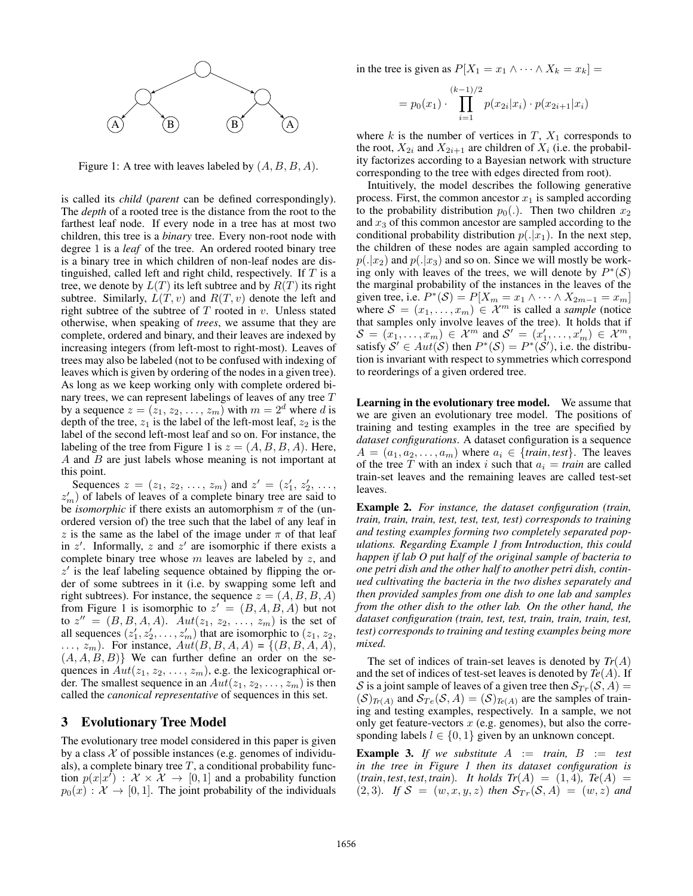Figure 1: A tree with leaves labeled by $(A, B, B, A)$.

is called its *child* (*parent* can be defined correspondingly). The *depth* of a rooted tree is the distance from the root to the farthest leaf node. If every node in a tree has at most two children, this tree is a *binary* tree. Every non-root node with degree 1 is a *leaf* of the tree. An ordered rooted binary tree is a binary tree in which children of non-leaf nodes are distinguished, called left and right child, respectively. If $T$ is a tree, we denote by $L(T)$ its left subtree and by $R(T)$ its right subtree. Similarly, $L(T, v)$ and $R(T, v)$ denote the left and right subtree of the subtree of $T$ rooted in $v$. Unless stated otherwise, when speaking of *trees*, we assume that they are complete, ordered and binary, and their leaves are indexed by increasing integers (from left-most to right-most). Leaves of trees may also be labeled (not to be confused with indexing of leaves which is given by ordering of the nodes in a given tree). As long as we keep working only with complete ordered binary trees, we can represent labelings of leaves of any tree $T$ by a sequence $z = (z_1, z_2, \ldots, z_m)$ with $m = 2^d$ where $d$ is depth of the tree, $z_1$ is the label of the left-most leaf, $z_2$ is the label of the second left-most leaf and so on. For instance, the labeling of the tree from Figure 1 is $z = (A, B, B, A)$. Here, $A$ and $B$ are just labels whose meaning is not important at this point.

Sequences $z = (z_1, z_2, \ldots, z_m)$ and $z' = (z'_1, z'_2, \ldots, z'_m)$ of labels of leaves of a complete binary tree are said to be *isomorphic* if there exists an automorphism $\pi$ of the (unordered version of) the tree such that the label of any leaf in $z$ is the same as the label of the image under $\pi$ of that leaf in $z'$. Informally, $z$ and $z'$ are isomorphic if there exists a complete binary tree whose $m$ leaves are labeled by $z$, and $z'$ is the leaf labeling sequence obtained by flipping the order of some subtrees in it (i.e. by swapping some left and right subtrees). For instance, the sequence $z = (A, B, B, A)$ from Figure 1 is isomorphic to $z' = (B, A, A, B)$ but not to $z'' = (B, B, A, A)$. $Aut(z_1, z_2, \ldots, z_m)$ is the set of all sequences $(z'_1, z'_2, \ldots, z'_m)$ that are isomorphic to $(z_1, z_2, \ldots, z_m)$. For instance, $Aut(B, B, A, A) = \{(B, B, A, A), (A, A, B, B)\}$ We can further define an order on the sequences in $Aut(z_1, z_2, \ldots, z_m)$, e.g. the lexicographical order. The smallest sequence in an $Aut(z_1, z_2, \ldots, z_m)$ is then called the *canonical representative* of sequences in this set.

## 3 Evolutionary Tree Model

The evolutionary tree model considered in this paper is given by a class $\mathcal{X}$ of possible instances (e.g. genomes of individuals), a complete binary tree $T$, a conditional probability function $p(x|x') : \mathcal{X} \times \mathcal{X} \to [0, 1]$ and a probability function $p_0(x) : \mathcal{X} \to [0, 1]$. The joint probability of the individuals in the tree is given as $P[X_1 = x_1 \wedge \cdots \wedge X_k = x_k] =$

$$= p_0(x_1) \cdot \prod_{i=1}^{(k-1)/2} p(x_{2i}|x_i) \cdot p(x_{2i+1}|x_i)$$

where $k$ is the number of vertices in $T$, $X_1$ corresponds to the root, $X_{2i}$ and $X_{2i+1}$ are children of $X_i$ (i.e. the probability factorizes according to a Bayesian network with structure corresponding to the tree with edges directed from root).

Intuitively, the model describes the following generative process. First, the common ancestor $x_1$ is sampled according to the probability distribution $p_0(.)$. Then two children $x_2$ and $x_3$ of this common ancestor are sampled according to the conditional probability distribution $p(.|x_1)$. In the next step, the children of these nodes are again sampled according to $p(.|x_2)$ and $p(.|x_3)$ and so on. Since we will mostly be working only with leaves of the trees, we will denote by $P^*(\mathcal{S})$ the marginal probability of the instances in the leaves of the given tree, i.e. $P^*(\mathcal{S}) = P[X_m = x_1 \wedge \cdots \wedge X_{2m-1} = x_m]$ where $\mathcal{S} = (x_1, \ldots, x_m) \in \mathcal{X}^m$ is called a *sample* (notice that samples only involve leaves of the tree). It holds that if $\mathcal{S} = (x_1, \ldots, x_m) \in \mathcal{X}^m$ and $\mathcal{S}' = (x'_1, \ldots, x'_m) \in \mathcal{X}^m$, satisfy $\mathcal{S}' \in Aut(\mathcal{S})$ then $P^*(\mathcal{S}) = P^*(\mathcal{S}')$, i.e. the distribution is invariant with respect to symmetries which correspond to reorderings of a given ordered tree.

**Learning in the evolutionary tree model.** We assume that we are given an evolutionary tree model. The positions of training and testing examples in the tree are specified by *dataset configurations*. A dataset configuration is a sequence $A = (a_1, a_2, \ldots, a_m)$ where $a_i \in \{$*train*, *test*$\}$. The leaves of the tree $T$ with an index $i$ such that $a_i =$ *train* are called train-set leaves and the remaining leaves are called test-set leaves.

**Example 2.** *For instance, the dataset configuration (train, train, train, train, test, test, test, test) corresponds to training and testing examples forming two completely separated populations. Regarding Example 1 from Introduction, this could happen if lab O put half of the original sample of bacteria to one petri dish and the other half to another petri dish, continued cultivating the bacteria in the two dishes separately and then provided samples from one dish to one lab and samples from the other dish to the other lab. On the other hand, the dataset configuration (train, test, test, train, train, train, test, test) corresponds to training and testing examples being more mixed.*

The set of indices of train-set leaves is denoted by *Tr*$(A)$ and the set of indices of test-set leaves is denoted by *Te*$(A)$. If $\mathcal{S}$ is a joint sample of leaves of a given tree then $\mathcal{S}_{Tr}(\mathcal{S}, A) = (\mathcal{S})_{Tr(A)}$ and $\mathcal{S}_{Te}(\mathcal{S}, A) = (\mathcal{S})_{Te(A)}$ are the samples of training and testing examples, respectively. In a sample, we not only get feature-vectors $x$ (e.g. genomes), but also the corresponding labels $l \in \{0, 1\}$ given by an unknown concept.

**Example 3.** *If we substitute $A$ := train, $B$ := test in the tree in Figure 1 then its dataset configuration is* (*train*, *test*, *test*, *train*)*. It holds Tr*$(A) = (1, 4)$*, Te*$(A) = (2, 3)$*. If* $\mathcal{S} = (w, x, y, z)$ *then* $\mathcal{S}_{Tr}(\mathcal{S}, A) = (w, z)$ *and*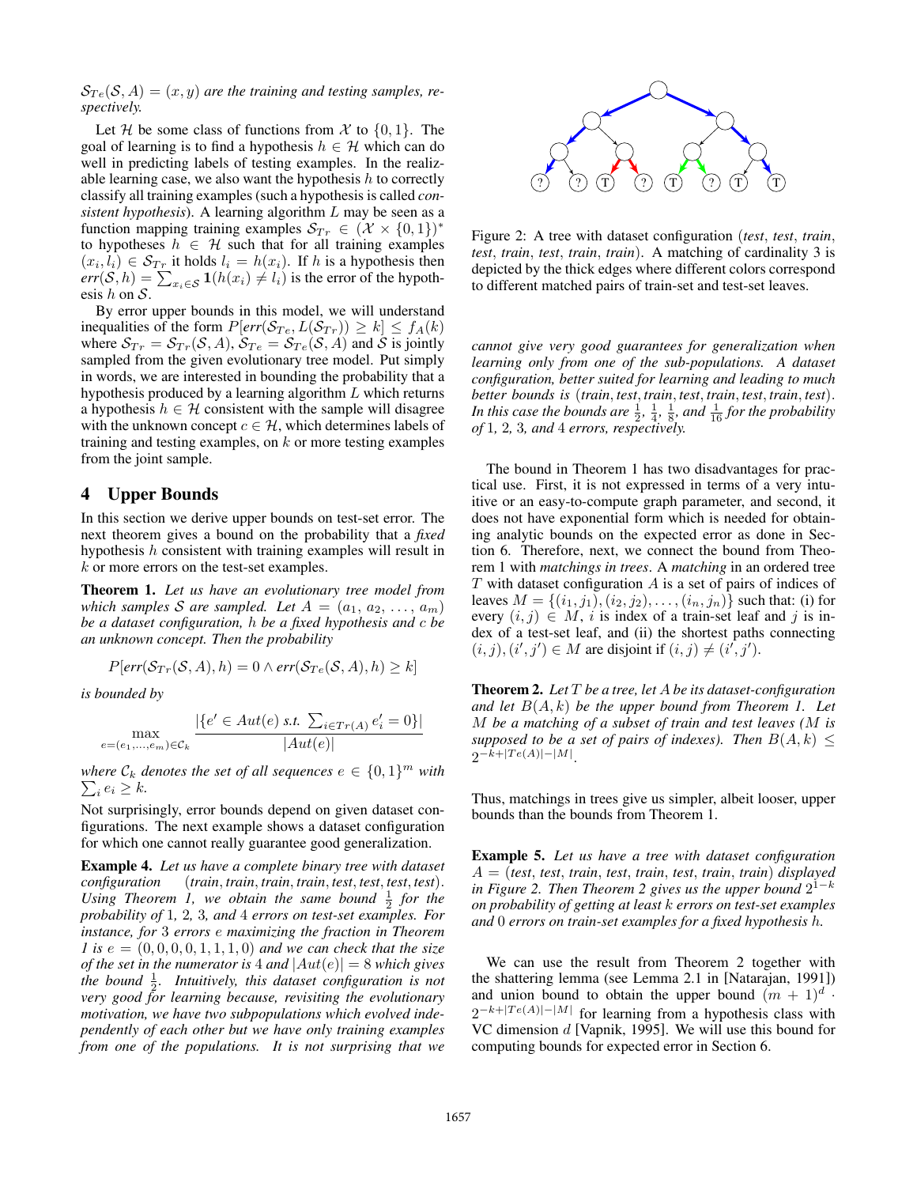$\mathcal{S}_{Te}(\mathcal{S}, A) = (x, y)$ *are the training and testing samples, respectively.*

Let $\mathcal{H}$ be some class of functions from $\mathcal{X}$ to $\{0, 1\}$. The goal of learning is to find a hypothesis $h \in \mathcal{H}$ which can do well in predicting labels of testing examples. In the realizable learning case, we also want the hypothesis $h$ to correctly classify all training examples (such a hypothesis is called *consistent hypothesis*). A learning algorithm $L$ may be seen as a function mapping training examples $\mathcal{S}_{Tr} \in (\mathcal{X} \times \{0,1\})^*$ to hypotheses $h \in \mathcal{H}$ such that for all training examples $(x_i, l_i) \in \mathcal{S}_{Tr}$ it holds $l_i = h(x_i)$. If $h$ is a hypothesis then $err(\mathcal{S}, h) = \sum_{x_i \in \mathcal{S}} \mathbf{1}(h(x_i) \neq l_i)$ is the error of the hypothesis $h$ on $\mathcal{S}$.

By error upper bounds in this model, we will understand inequalities of the form $P[err(\mathcal{S}_{Te}, L(\mathcal{S}_{Tr})) \geq k] \leq f_A(k)$ where $\mathcal{S}_{Tr} = \mathcal{S}_{Tr}(\mathcal{S}, A)$, $\mathcal{S}_{Te} = \mathcal{S}_{Te}(\mathcal{S}, A)$ and $\mathcal{S}$ is jointly sampled from the given evolutionary tree model. Put simply in words, we are interested in bounding the probability that a hypothesis produced by a learning algorithm $L$ which returns a hypothesis $h \in \mathcal{H}$ consistent with the sample will disagree with the unknown concept $c \in \mathcal{H}$, which determines labels of training and testing examples, on $k$ or more testing examples from the joint sample.

## 4 Upper Bounds

In this section we derive upper bounds on test-set error. The next theorem gives a bound on the probability that a *fixed* hypothesis $h$ consistent with training examples will result in $k$ or more errors on the test-set examples.

**Theorem 1.** *Let us have an evolutionary tree model from which samples $\mathcal{S}$ are sampled. Let $A = (a_1, a_2, \ldots, a_m)$ be a dataset configuration, $h$ be a fixed hypothesis and $c$ be an unknown concept. Then the probability*

$$P[err(\mathcal{S}_{Tr}(\mathcal{S}, A), h) = 0 \wedge err(\mathcal{S}_{Te}(\mathcal{S}, A), h) \geq k]$$

*is bounded by*

$$\max_{e=(e_1,\ldots,e_m) \in \mathcal{C}_k} \frac{|\{e' \in Aut(e) \text{ s.t. } \sum_{i \in Tr(A)} e'_i = 0\}|}{|Aut(e)|}$$

*where $\mathcal{C}_k$ denotes the set of all sequences $e \in \{0,1\}^m$ with $\sum_i e_i \geq k$.*

Not surprisingly, error bounds depend on given dataset configurations. The next example shows a dataset configuration for which one cannot really guarantee good generalization.

**Example 4.** *Let us have a complete binary tree with dataset configuration (train, train, train, train, test, test, test, test). Using Theorem 1, we obtain the same bound $\frac{1}{2}$ for the probability of 1, 2, 3, and 4 errors on test-set examples. For instance, for 3 errors $e$ maximizing the fraction in Theorem 1 is $e = (0, 0, 0, 0, 1, 1, 1, 0)$ and we can check that the size of the set in the numerator is 4 and $|Aut(e)| = 8$ which gives the bound $\frac{1}{2}$. Intuitively, this dataset configuration is not very good for learning because, revisiting the evolutionary motivation, we have two subpopulations which evolved independently of each other but we have only training examples from one of the populations. It is not surprising that we cannot give very good guarantees for generalization when learning only from one of the sub-populations. A dataset configuration, better suited for learning and leading to much better bounds is (train, test, train, test, train, test, train, test). In this case the bounds are $\frac{1}{2}$, $\frac{1}{4}$, $\frac{1}{8}$, and $\frac{1}{16}$ for the probability of 1, 2, 3, and 4 errors, respectively.*

Figure 2: A tree with dataset configuration (*test*, *test*, *train*, *test*, *train*, *test*, *train*, *train*). A matching of cardinality 3 is depicted by the thick edges where different colors correspond to different matched pairs of train-set and test-set leaves.

The bound in Theorem 1 has two disadvantages for practical use. First, it is not expressed in terms of a very intuitive or an easy-to-compute graph parameter, and second, it does not have exponential form which is needed for obtaining analytic bounds on the expected error as done in Section 6. Therefore, next, we connect the bound from Theorem 1 with *matchings in trees*. A *matching* in an ordered tree $T$ with dataset configuration $A$ is a set of pairs of indices of leaves $M = \{(i_1, j_1), (i_2, j_2), \ldots, (i_n, j_n)\}$ such that: (i) for every $(i, j) \in M$, $i$ is index of a train-set leaf and $j$ is index of a test-set leaf, and (ii) the shortest paths connecting $(i, j), (i', j') \in M$ are disjoint if $(i, j) \neq (i', j')$.

**Theorem 2.** *Let $T$ be a tree, let $A$ be its dataset-configuration and let $B(A, k)$ be the upper bound from Theorem 1. Let $M$ be a matching of a subset of train and test leaves ($M$ is supposed to be a set of pairs of indexes). Then $B(A, k) \leq 2^{-k+|Te(A)|-|M|}$.*

Thus, matchings in trees give us simpler, albeit looser, upper bounds than the bounds from Theorem 1.

**Example 5.** *Let us have a tree with dataset configuration $A = $ (test, test, train, test, train, test, train, train) displayed in Figure 2. Then Theorem 2 gives us the upper bound $2^{1-k}$ on probability of getting at least $k$ errors on test-set examples and 0 errors on train-set examples for a fixed hypothesis $h$.*

We can use the result from Theorem 2 together with the shattering lemma (see Lemma 2.1 in [Natarajan, 1991]) and union bound to obtain the upper bound $(m + 1)^d \cdot 2^{-k+|Te(A)|-|M|}$ for learning from a hypothesis class with VC dimension $d$ [Vapnik, 1995]. We will use this bound for computing bounds for expected error in Section 6.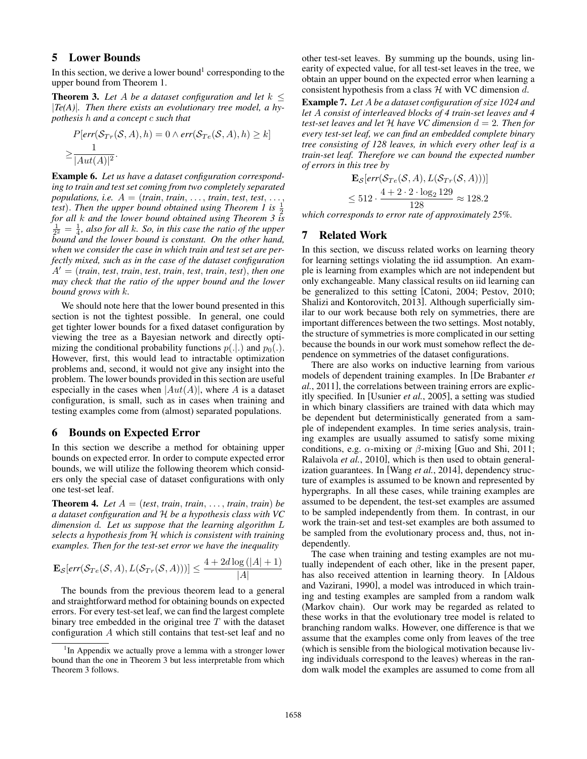## 5 Lower Bounds

In this section, we derive a lower bound[1] corresponding to the upper bound from Theorem 1.

**Theorem 3.** *Let $A$ be a dataset configuration and let $k \leq |Te(A)|$. Then there exists an evolutionary tree model, a hypothesis $h$ and a concept $c$ such that*

$$P[err(\mathcal{S}_{Tr}(\mathcal{S}, A), h) = 0 \wedge err(\mathcal{S}_{Te}(\mathcal{S}, A), h) \geq k] \geq \frac{1}{|Aut(A)|^2}.$$

**Example 6.** *Let us have a dataset configuration corresponding to train and test set coming from two completely separated populations, i.e. $A = $ (train, train, ..., train, test, test, ..., test). Then the upper bound obtained using Theorem 1 is $\frac{1}{2}$ for all $k$ and the lower bound obtained using Theorem 3 is $\frac{1}{2^2} = \frac{1}{4}$, also for all $k$. So, in this case the ratio of the upper bound and the lower bound is constant. On the other hand, when we consider the case in which train and test set are perfectly mixed, such as in the case of the dataset configuration $A' = $ (train, test, train, test, train, test, train, test), then one may check that the ratio of the upper bound and the lower bound grows with $k$.*

We should note here that the lower bound presented in this section is not the tightest possible. In general, one could get tighter lower bounds for a fixed dataset configuration by viewing the tree as a Bayesian network and directly optimizing the conditional probability functions $p(.|.)$ and $p_0(.)$. However, first, this would lead to intractable optimization problems and, second, it would not give any insight into the problem. The lower bounds provided in this section are useful especially in the cases when $|Aut(A)|$, where $A$ is a dataset configuration, is small, such as in cases when training and testing examples come from (almost) separated populations.

## 6 Bounds on Expected Error

In this section we describe a method for obtaining upper bounds on expected error. In order to compute expected error bounds, we will utilize the following theorem which considers only the special case of dataset configurations with only one test-set leaf.

**Theorem 4.** *Let $A = $ (test, train, train, ..., train, train) be a dataset configuration and $\mathcal{H}$ be a hypothesis class with VC dimension $d$. Let us suppose that the learning algorithm $L$ selects a hypothesis from $\mathcal{H}$ which is consistent with training examples. Then for the test-set error we have the inequality*

$$\mathbf{E}_{\mathcal{S}}[err(\mathcal{S}_{Te}(\mathcal{S}, A), L(\mathcal{S}_{Tr}(\mathcal{S}, A)))] \leq \frac{4 + 2d \log(|A| + 1)}{|A|}$$

The bounds from the previous theorem lead to a general and straightforward method for obtaining bounds on expected errors. For every test-set leaf, we can find the largest complete binary tree embedded in the original tree $T$ with the dataset configuration $A$ which still contains that test-set leaf and no other test-set leaves. By summing up the bounds, using linearity of expected value, for all test-set leaves in the tree, we obtain an upper bound on the expected error when learning a consistent hypothesis from a class $\mathcal{H}$ with VC dimension $d$.

**Example 7.** *Let $A$ be a dataset configuration of size 1024 and let $A$ consist of interleaved blocks of 4 train-set leaves and 4 test-set leaves and let $\mathcal{H}$ have VC dimension $d = 2$. Then for every test-set leaf, we can find an embedded complete binary tree consisting of 128 leaves, in which every other leaf is a train-set leaf. Therefore we can bound the expected number of errors in this tree by*

$$\mathbf{E}_{\mathcal{S}}[err(\mathcal{S}_{Te}(\mathcal{S}, A), L(\mathcal{S}_{Tr}(\mathcal{S}, A)))] \leq 512 \cdot \frac{4 + 2 \cdot 2 \cdot \log_2 129}{128} \approx 128.2$$

*which corresponds to error rate of approximately 25%.*

## 7 Related Work

In this section, we discuss related works on learning theory for learning settings violating the iid assumption. An example is learning from examples which are not independent but only exchangeable. Many classical results on iid learning can be generalized to this setting [Catoni, 2004; Pestov, 2010; Shalizi and Kontorovitch, 2013]. Although superficially similar to our work because both rely on symmetries, there are important differences between the two settings. Most notably, the structure of symmetries is more complicated in our setting because the bounds in our work must somehow reflect the dependence on symmetries of the dataset configurations.

There are also works on inductive learning from various models of dependent training examples. In [De Brabanter *et al.*, 2011], the correlations between training errors are explicitly specified. In [Usunier *et al.*, 2005], a setting was studied in which binary classifiers are trained with data which may be dependent but deterministically generated from a sample of independent examples. In time series analysis, training examples are usually assumed to satisfy some mixing conditions, e.g. $\alpha$-mixing or $\beta$-mixing [Guo and Shi, 2011; Ralaivola *et al.*, 2010], which is then used to obtain generalization guarantees. In [Wang *et al.*, 2014], dependency structure of examples is assumed to be known and represented by hypergraphs. In all these cases, while training examples are assumed to be dependent, the test-set examples are assumed to be sampled independently from them. In contrast, in our work the train-set and test-set examples are both assumed to be sampled from the evolutionary process and, thus, not independently.

The case when training and testing examples are not mutually independent of each other, like in the present paper, has also received attention in learning theory. In [Aldous and Vazirani, 1990], a model was introduced in which training and testing examples are sampled from a random walk (Markov chain). Our work may be regarded as related to these works in that the evolutionary tree model is related to branching random walks. However, one difference is that we assume that the examples come only from leaves of the tree (which is sensible from the biological motivation because living individuals correspond to the leaves) whereas in the random walk model the examples are assumed to come from all

[1] In Appendix we actually prove a lemma with a stronger lower bound than the one in Theorem 3 but less interpretable from which Theorem 3 follows.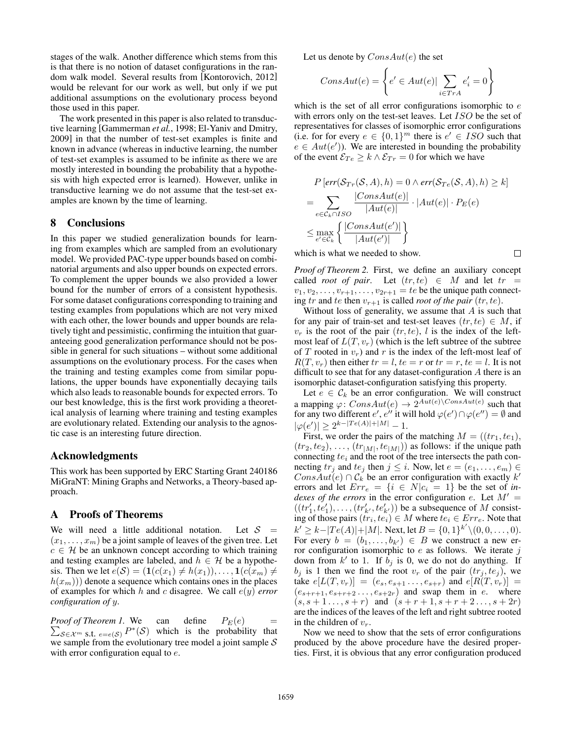stages of the walk. Another difference which stems from this is that there is no notion of dataset configurations in the random walk model. Several results from [Kontorovich, 2012] would be relevant for our work as well, but only if we put additional assumptions on the evolutionary process beyond those used in this paper.

The work presented in this paper is also related to transductive learning [Gammerman *et al.*, 1998; El-Yaniv and Dmitry, 2009] in that the number of test-set examples is finite and known in advance (whereas in inductive learning, the number of test-set examples is assumed to be infinite as there we are mostly interested in bounding the probability that a hypothesis with high expected error is learned). However, unlike in transductive learning we do not assume that the test-set examples are known by the time of learning.

## 8 Conclusions

In this paper we studied generalization bounds for learning from examples which are sampled from an evolutionary model. We provided PAC-type upper bounds based on combinatorial arguments and also upper bounds on expected errors. To complement the upper bounds we also provided a lower bound for the number of errors of a consistent hypothesis. For some dataset configurations corresponding to training and testing examples from populations which are not very mixed with each other, the lower bounds and upper bounds are relatively tight and pessimistic, confirming the intuition that guaranteeing good generalization performance should not be possible in general for such situations – without some additional assumptions on the evolutionary process. For the cases when the training and testing examples come from similar populations, the upper bounds have exponentially decaying tails which also leads to reasonable bounds for expected errors. To our best knowledge, this is the first work providing a theoretical analysis of learning where training and testing examples are evolutionary related. Extending our analysis to the agnostic case is an interesting future direction.

## Acknowledgments

This work has been supported by ERC Starting Grant 240186 MiGraNT: Mining Graphs and Networks, a Theory-based approach.

## A Proofs of Theorems

We will need a little additional notation. Let $\mathcal{S} = (x_1, \dots, x_m)$ be a joint sample of leaves of the given tree. Let $c \in \mathcal{H}$ be an unknown concept according to which training and testing examples are labeled, and $h \in \mathcal{H}$ be a hypothesis. Then we let $e(\mathcal{S}) = (\mathbf{1}(c(x_1) \neq h(x_1)), \dots, \mathbf{1}(c(x_m) \neq h(x_m)))$ denote a sequence which contains ones in the places of examples for which $h$ and $c$ disagree. We call $e(y)$ *error configuration of* $y$.

*Proof of Theorem 1.* We can define $P_E(e) = \sum_{\mathcal{S} \in \mathcal{X}^m \text{ s.t. } e=e(\mathcal{S})} P^*(\mathcal{S})$ which is the probability that we sample from the evolutionary tree model a joint sample $\mathcal{S}$ with error configuration equal to $e$.

Let us denote by $ConsAut(e)$ the set

$$ConsAut(e) = \left\{ e' \in Aut(e) | \sum_{i \in TrA} e'_i = 0 \right\}$$

which is the set of all error configurations isomorphic to $e$ with errors only on the test-set leaves. Let $ISO$ be the set of representatives for classes of isomorphic error configurations (i.e. for for every $e \in \{0,1\}^m$ there is $e' \in ISO$ such that $e \in Aut(e')$). We are interested in bounding the probability of the event $\mathcal{E}_{Te} \geq k \wedge \mathcal{E}_{Tr} = 0$ for which we have

$$P\left[\textit{err}(\mathcal{S}_{Tr}(\mathcal{S}, A), h) = 0 \wedge \textit{err}(\mathcal{S}_{Te}(\mathcal{S}, A), h) \geq k\right]$$
$$= \sum_{e \in \mathcal{C}_k \cap ISO} \frac{|ConsAut(e)|}{|Aut(e)|} \cdot |Aut(e)| \cdot P_E(e)$$
$$\leq \max_{e' \in \mathcal{C}_k} \left\{ \frac{|ConsAut(e')|}{|Aut(e')|} \right\}$$

which is what we needed to show. $\square$

*Proof of Theorem 2.* First, we define an auxiliary concept called *root of pair*. Let $(tr, te) \in M$ and let $tr = v_1, v_2, \dots, v_{r+1}, \dots, v_{2r+1} = te$ be the unique path connecting $tr$ and $te$ then $v_{r+1}$ is called *root of the pair* $(tr, te)$.

Without loss of generality, we assume that $A$ is such that for any pair of train-set and test-set leaves $(tr, te) \in M$, if $v_r$ is the root of the pair $(tr, te)$, $l$ is the index of the left-most leaf of $L(T, v_r)$ (which is the left subtree of the subtree of $T$ rooted in $v_r$) and $r$ is the index of the left-most leaf of $R(T, v_r)$ then either $tr = l$, $te = r$ or $tr = r$, $te = l$. It is not difficult to see that for any dataset-configuration $A$ there is an isomorphic dataset-configuration satisfying this property.

Let $e \in \mathcal{C}_k$ be an error configuration. We will construct a mapping $\varphi\colon ConsAut(e) \to 2^{Aut(e) \setminus ConsAut(e)}$ such that for any two different $e'$, $e''$ it will hold $\varphi(e') \cap \varphi(e'') = \emptyset$ and $|\varphi(e')| \geq 2^{k - |Te(A)| + |M|} - 1$.

First, we order the pairs of the matching $M = ((tr_1, te_1), (tr_2, te_2), \dots, (tr_{|M|}, te_{|M|}))$ as follows: if the unique path connecting $te_i$ and the root of the tree intersects the path connecting $tr_j$ and $te_j$ then $j \leq i$. Now, let $e = (e_1, \dots, e_m) \in ConsAut(e) \cap \mathcal{C}_k$ be an error configuration with exactly $k'$ errors and let $Err_e = \{i \in N | c_i = 1\}$ be the set of *indexes of the errors* in the error configuration $e$. Let $M' = ((tr'_1, te'_1), \dots, (tr'_{k'}, te'_{k'}))$ be a subsequence of $M$ consisting of those pairs $(tr_i, te_i) \in M$ where $te_i \in Err_e$. Note that $k' \geq k - |Te(A)| + |M|$. Next, let $B = \{0,1\}^{k'} \setminus (0, 0, \dots, 0)$. For every $b = (b_1, \dots, b_{k'}) \in B$ we construct a new error configuration isomorphic to $e$ as follows. We iterate $j$ down from $k'$ to 1. If $b_j$ is 0, we do not do anything. If $b_j$ is 1 then we find the root $v_r$ of the pair $(tr_j, te_j)$, we take $e[L(T, v_r)] = (e_s, e_{s+1} \dots, e_{s+r})$ and $e[R(T, v_r)] = (e_{s+r+1}, e_{s+r+2} \dots, e_{s+2r})$ and swap them in $e$. where $(s, s+1 \dots, s+r)$ and $(s+r+1, s+r+2 \dots, s+2r)$ are the indices of the leaves of the left and right subtree rooted in the children of $v_r$.

Now we need to show that the sets of error configurations produced by the above procedure have the desired properties. First, it is obvious that any error configuration produced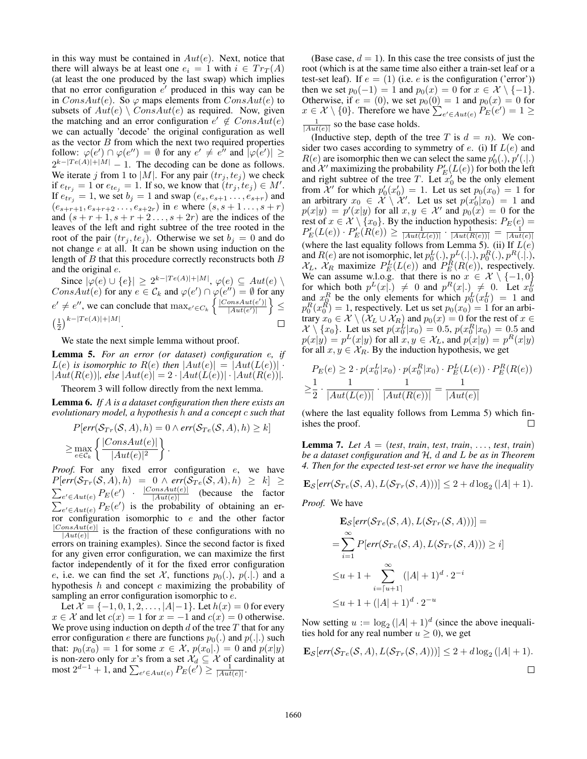in this way must be contained in $Aut(e)$. Next, notice that there will always be at least one $e_i = 1$ with $i \in Tr_T(A)$ (at least the one produced by the last swap) which implies that no error configuration $e'$ produced in this way can be in $ConsAut(e)$. So $\varphi$ maps elements from $ConsAut(e)$ to subsets of $Aut(e) \setminus ConsAut(e)$ as required. Now, given the matching and an error configuration $e' \notin ConsAut(e)$ we can actually 'decode' the original configuration as well as the vector $B$ from which the next two required properties follow: $\varphi(e') \cap \varphi(e'') = \emptyset$ for any $e' \neq e''$ and $|\varphi(e')| \geq 2^{k-|Te(A)|+|M|} - 1$. The decoding can be done as follows. We iterate $j$ from 1 to $|M|$. For any pair $(tr_j, te_j)$ we check if $e_{tr_j} = 1$ or $e_{te_j} = 1$. If so, we know that $(tr_j, te_j) \in M'$. If $e_{tr_j} = 1$, we set $b_j = 1$ and swap $(e_s, e_{s+1} \ldots, e_{s+r})$ and $(e_{s+r+1}, e_{s+r+2} \ldots, e_{s+2r})$ in $e$ where $(s, s+1 \ldots, s+r)$ and $(s+r+1, s+r+2 \ldots, s+2r)$ are the indices of the leaves of the left and right subtree of the tree rooted in the root of the pair $(tr_j, te_j)$. Otherwise we set $b_j = 0$ and do not change $e$ at all. It can be shown using induction on the length of $B$ that this procedure correctly reconstructs both $B$ and the original $e$.

Since $|\varphi(e) \cup \{e\}| \geq 2^{k-|Te(A)|+|M|}$, $\varphi(e) \subseteq Aut(e) \setminus ConsAut(e)$ for any $e \in \mathcal{C}_k$ and $\varphi(e') \cap \varphi(e'') = \emptyset$ for any $e' \neq e''$, we can conclude that $\max_{e' \in C_k} \left\{ \frac{|ConsAut(e')|}{|Aut(e')|} \right\} \leq \left(\frac{1}{2}\right)^{k-|Te(A)|+|M|}$. $\square$

We state the next simple lemma without proof.

**Lemma 5.** *For an error (or dataset) configuration $e$, if $L(e)$ is isomorphic to $R(e)$ then $|Aut(e)| = |Aut(L(e))| \cdot |Aut(R(e))|$, else $|Aut(e)| = 2 \cdot |Aut(L(e))| \cdot |Aut(R(e))|$.*

Theorem 3 will follow directly from the next lemma.

**Lemma 6.** *If $A$ is a dataset configuration then there exists an evolutionary model, a hypothesis $h$ and a concept $c$ such that*

$$P[err(\mathcal{S}_{Tr}(\mathcal{S}, A), h) = 0 \wedge err(\mathcal{S}_{Te}(\mathcal{S}, A), h) \geq k] \geq \max_{e \in \mathcal{C}_k} \left\{ \frac{|ConsAut(e)|}{|Aut(e)|^2} \right\}.$$

*Proof.* For any fixed error configuration $e$, we have $P[err(\mathcal{S}_{Tr}(\mathcal{S}, A), h) = 0 \wedge err(\mathcal{S}_{Te}(\mathcal{S}, A), h) \geq k] \geq \sum_{e' \in Aut(e)} P_E(e') \cdot \frac{|ConsAut(e)|}{|Aut(e)|}$ (because the factor $\sum_{e' \in Aut(e)} P_E(e')$ is the probability of obtaining an error configuration isomorphic to $e$ and the other factor $\frac{|ConsAut(e)|}{|Aut(e)|}$ is the fraction of these configurations with no errors on training examples). Since the second factor is fixed for any given error configuration, we can maximize the first factor independently of it for the fixed error configuration $e$, i.e. we can find the set $\mathcal{X}$, functions $p_0(.)$, $p(.|.)$ and a hypothesis $h$ and concept $c$ maximizing the probability of sampling an error configuration isomorphic to $e$.

Let $\mathcal{X} = \{-1, 0, 1, 2, \ldots, |A|-1\}$. Let $h(x) = 0$ for every $x \in \mathcal{X}$ and let $c(x) = 1$ for $x = -1$ and $c(x) = 0$ otherwise. We prove using induction on depth $d$ of the tree $T$ that for any error configuration $e$ there are functions $p_0(.)$ and $p(.|.)$ such that: $p_0(x_0) = 1$ for some $x \in \mathcal{X}$, $p(x_0|.) = 0$ and $p(x|y)$ is non-zero only for $x$'s from a set $\mathcal{X}_d \subseteq \mathcal{X}$ of cardinality at most $2^{d-1} + 1$, and $\sum_{e' \in Aut(e)} P_E(e') \geq \frac{1}{|Aut(e)|}$.

(Base case, $d = 1$). In this case the tree consists of just the root (which is at the same time also either a train-set leaf or a test-set leaf). If $e = (1)$ (i.e. $e$ is the configuration ('error')) then we set $p_0(-1) = 1$ and $p_0(x) = 0$ for $x \in \mathcal{X} \setminus \{-1\}$. Otherwise, if $e = (0)$, we set $p_0(0) = 1$ and $p_0(x) = 0$ for $x \in \mathcal{X} \setminus \{0\}$. Therefore we have $\sum_{e' \in Aut(e)} P_E(e') = 1 \geq \frac{1}{|Aut(e)|}$ so the base case holds.

(Inductive step, depth of the tree $T$ is $d = n$). We consider two cases according to symmetry of $e$. (i) If $L(e)$ and $R(e)$ are isomorphic then we can select the same $p_0'(.)$, $p'(.|.)$ and $\mathcal{X}'$ maximizing the probability $P_E'(L(e))$ for both the left and right subtree of the tree $T$. Let $x_0'$ be the only element from $\mathcal{X}'$ for which $p_0'(x_0') = 1$. Let us set $p_0(x_0) = 1$ for an arbitrary $x_0 \in \mathcal{X} \setminus \mathcal{X}'$. Let us set $p(x_0'|x_0) = 1$ and $p(x|y) = p'(x|y)$ for all $x, y \in \mathcal{X}'$ and $p_0(x) = 0$ for the rest of $x \in \mathcal{X} \setminus \{x_0\}$. By the induction hypothesis: $P_E(e) = P_E'(L(e)) \cdot P_E'(R(e)) \geq \frac{1}{|Aut(L(e))|} \cdot \frac{1}{|Aut(R(e))|} = \frac{1}{|Aut(e)|}$ (where the last equality follows from Lemma 5). (ii) If $L(e)$ and $R(e)$ are not isomorphic, let $p_0^L(.)$, $p^L(.|.)$, $p_0^R(.)$, $p^R(.|.)$, $\mathcal{X}_L$, $\mathcal{X}_R$ maximize $P_E^L(L(e))$ and $P_E^R(R(e))$, respectively. We can assume w.l.o.g. that there is no $x \in \mathcal{X} \setminus \{-1, 0\}$ for which both $p^L(x|.) \neq 0$ and $p^R(x|.) \neq 0$. Let $x_0^L$ and $x_0^R$ be the only elements for which $p_0^L(x_0^L) = 1$ and $p_0^R(x_0^R) = 1$, respectively. Let us set $p_0(x_0) = 1$ for an arbitrary $x_0 \in \mathcal{X} \setminus (\mathcal{X}_L \cup \mathcal{X}_R)$ and $p_0(x) = 0$ for the rest of $x \in \mathcal{X} \setminus \{x_0\}$. Let us set $p(x_0^L|x_0) = 0.5$, $p(x_0^R|x_0) = 0.5$ and $p(x|y) = p^L(x|y)$ for all $x, y \in \mathcal{X}_L$, and $p(x|y) = p^R(x|y)$ for all $x, y \in \mathcal{X}_R$. By the induction hypothesis, we get

$$P_E(e) \geq 2 \cdot p(x_0^L|x_0) \cdot p(x_0^R|x_0) \cdot P_E^L(L(e)) \cdot P_E^R(R(e))$$
$$\geq \frac{1}{2} \cdot \frac{1}{|Aut(L(e))|} \cdot \frac{1}{|Aut(R(e))|} = \frac{1}{|Aut(e)|}$$

(where the last equality follows from Lemma 5) which finishes the proof. $\square$

**Lemma 7.** *Let $A =$ (test, train, test, train, $\ldots$, test, train) be a dataset configuration and $\mathcal{H}$, $d$ and $L$ be as in Theorem 4. Then for the expected test-set error we have the inequality*

$$\mathbf{E}_{\mathcal{S}}[err(\mathcal{S}_{Te}(\mathcal{S}, A), L(\mathcal{S}_{Tr}(\mathcal{S}, A)))] \leq 2 + d \log_2(|A| + 1).$$

*Proof.* We have

$$\mathbf{E}_{\mathcal{S}}[err(\mathcal{S}_{Te}(\mathcal{S}, A), L(\mathcal{S}_{Tr}(\mathcal{S}, A)))] =$$
$$= \sum_{i=1}^{\infty} P[err(\mathcal{S}_{Te}(\mathcal{S}, A), L(\mathcal{S}_{Tr}(\mathcal{S}, A))) \geq i]$$
$$\leq u + 1 + \sum_{i=\lceil u+1 \rceil}^{\infty} (|A| + 1)^d \cdot 2^{-i}$$
$$\leq u + 1 + (|A| + 1)^d \cdot 2^{-u}$$

Now setting $u := \log_2(|A| + 1)^d$ (since the above inequalities hold for any real number $u \geq 0$), we get

$$\mathbf{E}_{\mathcal{S}}[err(\mathcal{S}_{Te}(\mathcal{S}, A), L(\mathcal{S}_{Tr}(\mathcal{S}, A)))] \leq 2 + d \log_2(|A| + 1).$$

$\square$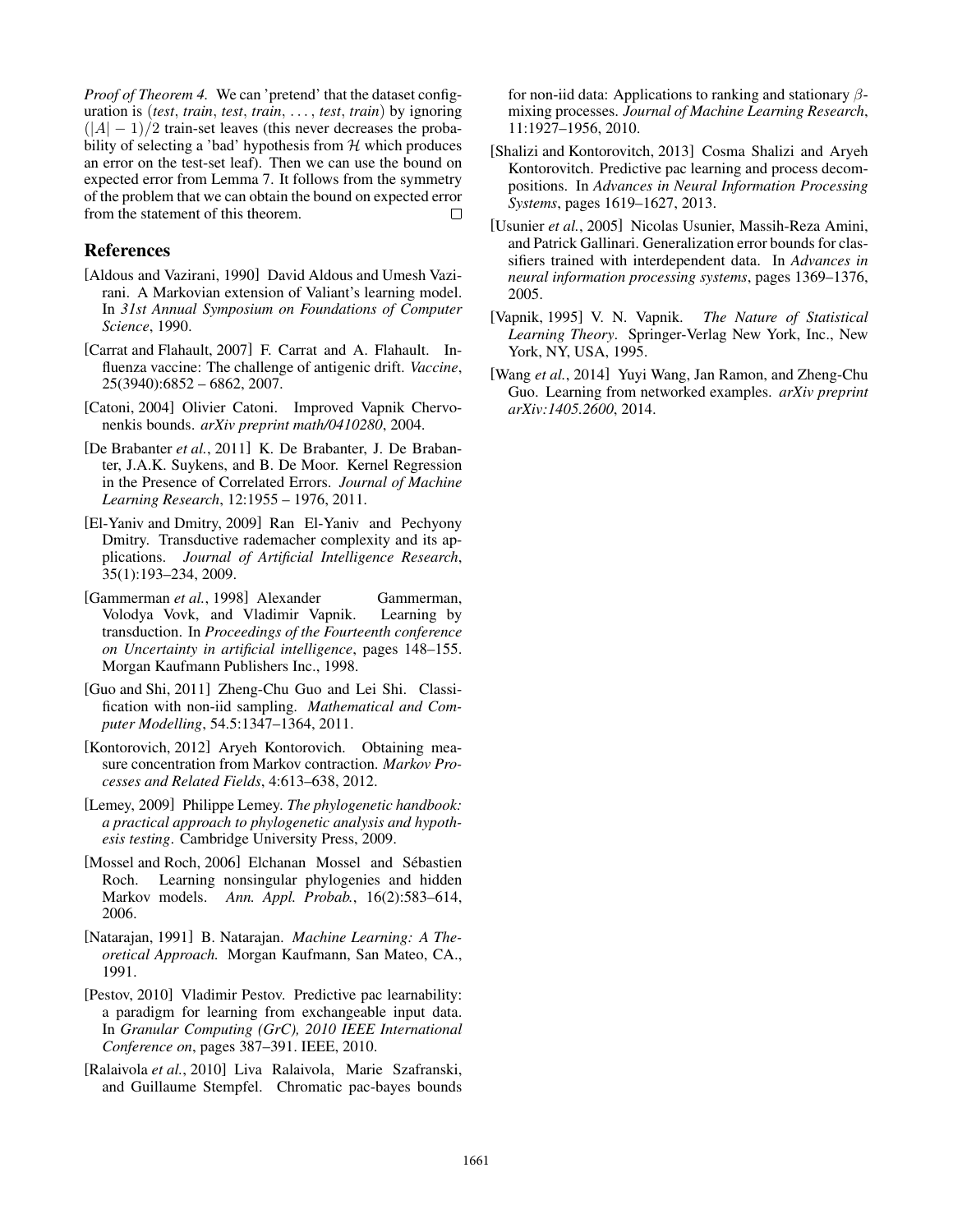*Proof of Theorem 4.* We can 'pretend' that the dataset configuration is (*test*, *train*, *test*, *train*, ..., *test*, *train*) by ignoring $(|A| - 1)/2$ train-set leaves (this never decreases the probability of selecting a 'bad' hypothesis from $\mathcal{H}$ which produces an error on the test-set leaf). Then we can use the bound on expected error from Lemma 7. It follows from the symmetry of the problem that we can obtain the bound on expected error from the statement of this theorem. $\square$

## References

[Aldous and Vazirani, 1990] David Aldous and Umesh Vazirani. A Markovian extension of Valiant's learning model. In *31st Annual Symposium on Foundations of Computer Science*, 1990.

[Carrat and Flahault, 2007] F. Carrat and A. Flahault. Influenza vaccine: The challenge of antigenic drift. *Vaccine*, 25(3940):6852 – 6862, 2007.

[Catoni, 2004] Olivier Catoni. Improved Vapnik Chervonenkis bounds. *arXiv preprint math/0410280*, 2004.

[De Brabanter *et al.*, 2011] K. De Brabanter, J. De Brabanter, J.A.K. Suykens, and B. De Moor. Kernel Regression in the Presence of Correlated Errors. *Journal of Machine Learning Research*, 12:1955 – 1976, 2011.

[El-Yaniv and Dmitry, 2009] Ran El-Yaniv and Pechyony Dmitry. Transductive rademacher complexity and its applications. *Journal of Artificial Intelligence Research*, 35(1):193–234, 2009.

[Gammerman *et al.*, 1998] Alexander Gammerman, Volodya Vovk, and Vladimir Vapnik. Learning by transduction. In *Proceedings of the Fourteenth conference on Uncertainty in artificial intelligence*, pages 148–155. Morgan Kaufmann Publishers Inc., 1998.

[Guo and Shi, 2011] Zheng-Chu Guo and Lei Shi. Classification with non-iid sampling. *Mathematical and Computer Modelling*, 54.5:1347–1364, 2011.

[Kontorovich, 2012] Aryeh Kontorovich. Obtaining measure concentration from Markov contraction. *Markov Processes and Related Fields*, 4:613–638, 2012.

[Lemey, 2009] Philippe Lemey. *The phylogenetic handbook: a practical approach to phylogenetic analysis and hypothesis testing*. Cambridge University Press, 2009.

[Mossel and Roch, 2006] Elchanan Mossel and Sébastien Roch. Learning nonsingular phylogenies and hidden Markov models. *Ann. Appl. Probab.*, 16(2):583–614, 2006.

[Natarajan, 1991] B. Natarajan. *Machine Learning: A Theoretical Approach.* Morgan Kaufmann, San Mateo, CA., 1991.

[Pestov, 2010] Vladimir Pestov. Predictive pac learnability: a paradigm for learning from exchangeable input data. In *Granular Computing (GrC), 2010 IEEE International Conference on*, pages 387–391. IEEE, 2010.

[Ralaivola *et al.*, 2010] Liva Ralaivola, Marie Szafranski, and Guillaume Stempfel. Chromatic pac-bayes bounds for non-iid data: Applications to ranking and stationary $\beta$-mixing processes. *Journal of Machine Learning Research*, 11:1927–1956, 2010.

[Shalizi and Kontorovitch, 2013] Cosma Shalizi and Aryeh Kontorovitch. Predictive pac learning and process decompositions. In *Advances in Neural Information Processing Systems*, pages 1619–1627, 2013.

[Usunier *et al.*, 2005] Nicolas Usunier, Massih-Reza Amini, and Patrick Gallinari. Generalization error bounds for classifiers trained with interdependent data. In *Advances in neural information processing systems*, pages 1369–1376, 2005.

[Vapnik, 1995] V. N. Vapnik. *The Nature of Statistical Learning Theory*. Springer-Verlag New York, Inc., New York, NY, USA, 1995.

[Wang *et al.*, 2014] Yuyi Wang, Jan Ramon, and Zheng-Chu Guo. Learning from networked examples. *arXiv preprint arXiv:1405.2600*, 2014.